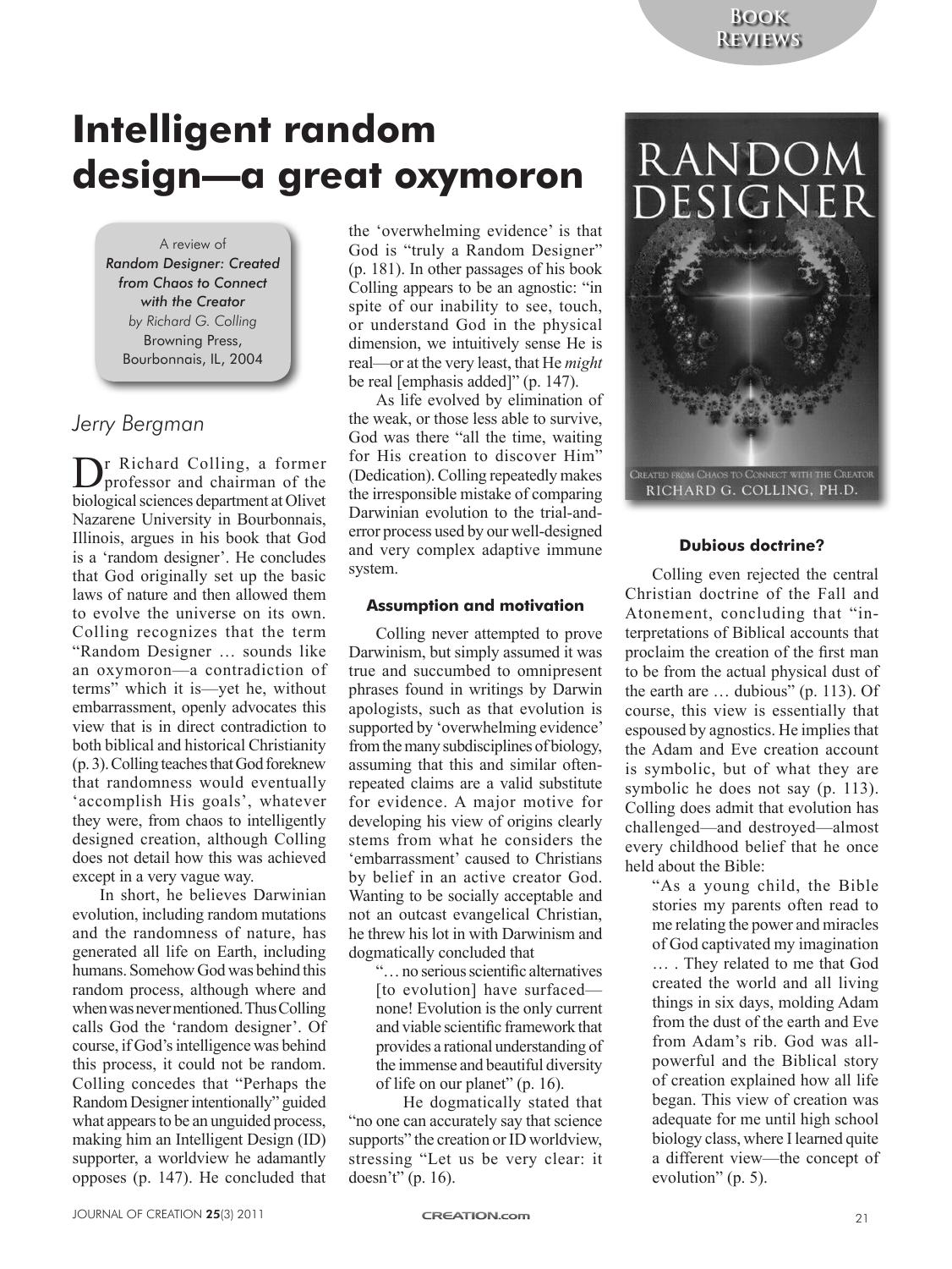# Intelligent random design—a great oxymoron

A review of
*Random Designer: Created from Chaos to Connect with the Creator*
*by Richard G. Colling*
Browning Press,
Bourbonnais, IL, 2004

*Jerry Bergman*

Dr Richard Colling, a former professor and chairman of the biological sciences department at Olivet Nazarene University in Bourbonnais, Illinois, argues in his book that God is a 'random designer'. He concludes that God originally set up the basic laws of nature and then allowed them to evolve the universe on its own. Colling recognizes that the term "Random Designer … sounds like an oxymoron—a contradiction of terms" which it is—yet he, without embarrassment, openly advocates this view that is in direct contradiction to both biblical and historical Christianity (p. 3). Colling teaches that God foreknew that randomness would eventually 'accomplish His goals', whatever they were, from chaos to intelligently designed creation, although Colling does not detail how this was achieved except in a very vague way.

In short, he believes Darwinian evolution, including random mutations and the randomness of nature, has generated all life on Earth, including humans. Somehow God was behind this random process, although where and when was never mentioned. Thus Colling calls God the 'random designer'. Of course, if God's intelligence was behind this process, it could not be random. Colling concedes that "Perhaps the Random Designer intentionally" guided what appears to be an unguided process, making him an Intelligent Design (ID) supporter, a worldview he adamantly opposes (p. 147). He concluded that the 'overwhelming evidence' is that God is "truly a Random Designer" (p. 181). In other passages of his book Colling appears to be an agnostic: "in spite of our inability to see, touch, or understand God in the physical dimension, we intuitively sense He is real—or at the very least, that He *might* be real [emphasis added]" (p. 147).

As life evolved by elimination of the weak, or those less able to survive, God was there "all the time, waiting for His creation to discover Him" (Dedication). Colling repeatedly makes the irresponsible mistake of comparing Darwinian evolution to the trial-and-error process used by our well-designed and very complex adaptive immune system.

### Assumption and motivation

Colling never attempted to prove Darwinism, but simply assumed it was true and succumbed to omnipresent phrases found in writings by Darwin apologists, such as that evolution is supported by 'overwhelming evidence' from the many subdisciplines of biology, assuming that this and similar often-repeated claims are a valid substitute for evidence. A major motive for developing his view of origins clearly stems from what he considers the 'embarrassment' caused to Christians by belief in an active creator God. Wanting to be socially acceptable and not an outcast evangelical Christian, he threw his lot in with Darwinism and dogmatically concluded that

> "… no serious scientific alternatives [to evolution] have surfaced—none! Evolution is the only current and viable scientific framework that provides a rational understanding of the immense and beautiful diversity of life on our planet" (p. 16).

He dogmatically stated that "no one can accurately say that science supports" the creation or ID worldview, stressing "Let us be very clear: it doesn't" (p. 16).

### Dubious doctrine?

Colling even rejected the central Christian doctrine of the Fall and Atonement, concluding that "interpretations of Biblical accounts that proclaim the creation of the first man to be from the actual physical dust of the earth are … dubious" (p. 113). Of course, this view is essentially that espoused by agnostics. He implies that the Adam and Eve creation account is symbolic, but of what they are symbolic he does not say (p. 113). Colling does admit that evolution has challenged—and destroyed—almost every childhood belief that he once held about the Bible:

> "As a young child, the Bible stories my parents often read to me relating the power and miracles of God captivated my imagination … . They related to me that God created the world and all living things in six days, molding Adam from the dust of the earth and Eve from Adam's rib. God was all-powerful and the Biblical story of creation explained how all life began. This view of creation was adequate for me until high school biology class, where I learned quite a different view—the concept of evolution" (p. 5).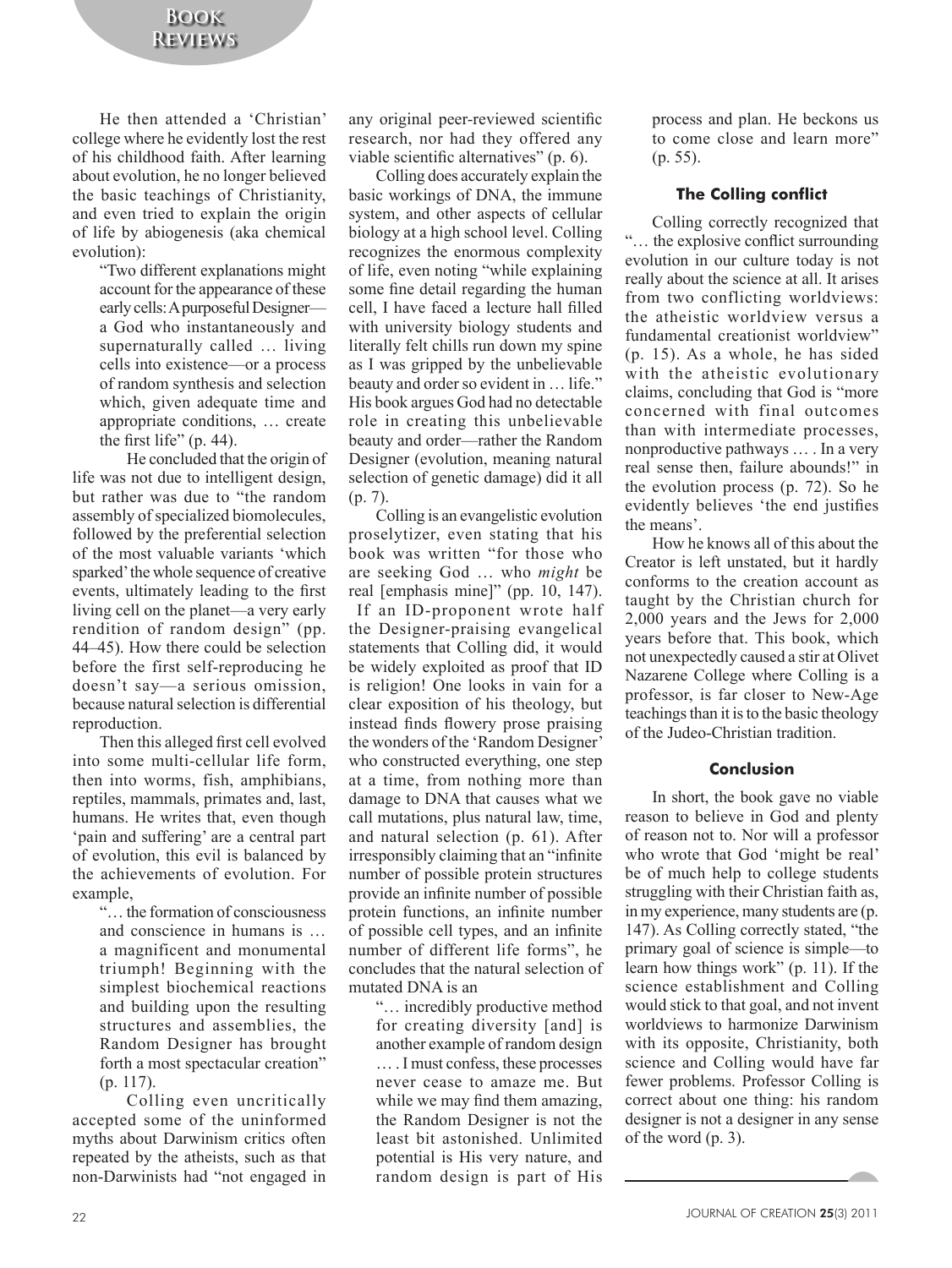He then attended a 'Christian' college where he evidently lost the rest of his childhood faith. After learning about evolution, he no longer believed the basic teachings of Christianity, and even tried to explain the origin of life by abiogenesis (aka chemical evolution):

> "Two different explanations might account for the appearance of these early cells: A purposeful Designer—a God who instantaneously and supernaturally called … living cells into existence—or a process of random synthesis and selection which, given adequate time and appropriate conditions, … create the first life" (p. 44).

He concluded that the origin of life was not due to intelligent design, but rather was due to "the random assembly of specialized biomolecules, followed by the preferential selection of the most valuable variants 'which sparked' the whole sequence of creative events, ultimately leading to the first living cell on the planet—a very early rendition of random design" (pp. 44–45). How there could be selection before the first self-reproducing he doesn't say—a serious omission, because natural selection is differential reproduction.

Then this alleged first cell evolved into some multi-cellular life form, then into worms, fish, amphibians, reptiles, mammals, primates and, last, humans. He writes that, even though 'pain and suffering' are a central part of evolution, this evil is balanced by the achievements of evolution. For example,

> "… the formation of consciousness and conscience in humans is … a magnificent and monumental triumph! Beginning with the simplest biochemical reactions and building upon the resulting structures and assemblies, the Random Designer has brought forth a most spectacular creation" (p. 117).

Colling even uncritically accepted some of the uninformed myths about Darwinism critics often repeated by the atheists, such as that non-Darwinists had "not engaged in any original peer-reviewed scientific research, nor had they offered any viable scientific alternatives" (p. 6).

Colling does accurately explain the basic workings of DNA, the immune system, and other aspects of cellular biology at a high school level. Colling recognizes the enormous complexity of life, even noting "while explaining some fine detail regarding the human cell, I have faced a lecture hall filled with university biology students and literally felt chills run down my spine as I was gripped by the unbelievable beauty and order so evident in … life." His book argues God had no detectable role in creating this unbelievable beauty and order—rather the Random Designer (evolution, meaning natural selection of genetic damage) did it all (p. 7).

Colling is an evangelistic evolution proselytizer, even stating that his book was written "for those who are seeking God … who *might* be real [emphasis mine]" (pp. 10, 147). If an ID-proponent wrote half the Designer-praising evangelical statements that Colling did, it would be widely exploited as proof that ID is religion! One looks in vain for a clear exposition of his theology, but instead finds flowery prose praising the wonders of the 'Random Designer' who constructed everything, one step at a time, from nothing more than damage to DNA that causes what we call mutations, plus natural law, time, and natural selection (p. 61). After irresponsibly claiming that an "infinite number of possible protein structures provide an infinite number of possible protein functions, an infinite number of possible cell types, and an infinite number of different life forms", he concludes that the natural selection of mutated DNA is an

> "… incredibly productive method for creating diversity [and] is another example of random design … . I must confess, these processes never cease to amaze me. But while we may find them amazing, the Random Designer is not the least bit astonished. Unlimited potential is His very nature, and random design is part of His process and plan. He beckons us to come close and learn more" (p. 55).

### The Colling conflict

Colling correctly recognized that "… the explosive conflict surrounding evolution in our culture today is not really about the science at all. It arises from two conflicting worldviews: the atheistic worldview versus a fundamental creationist worldview" (p. 15). As a whole, he has sided with the atheistic evolutionary claims, concluding that God is "more concerned with final outcomes than with intermediate processes, nonproductive pathways … . In a very real sense then, failure abounds!" in the evolution process (p. 72). So he evidently believes 'the end justifies the means'.

How he knows all of this about the Creator is left unstated, but it hardly conforms to the creation account as taught by the Christian church for 2,000 years and the Jews for 2,000 years before that. This book, which not unexpectedly caused a stir at Olivet Nazarene College where Colling is a professor, is far closer to New-Age teachings than it is to the basic theology of the Judeo-Christian tradition.

### Conclusion

In short, the book gave no viable reason to believe in God and plenty of reason not to. Nor will a professor who wrote that God 'might be real' be of much help to college students struggling with their Christian faith as, in my experience, many students are (p. 147). As Colling correctly stated, "the primary goal of science is simple—to learn how things work" (p. 11). If the science establishment and Colling would stick to that goal, and not invent worldviews to harmonize Darwinism with its opposite, Christianity, both science and Colling would have far fewer problems. Professor Colling is correct about one thing: his random designer is not a designer in any sense of the word (p. 3).